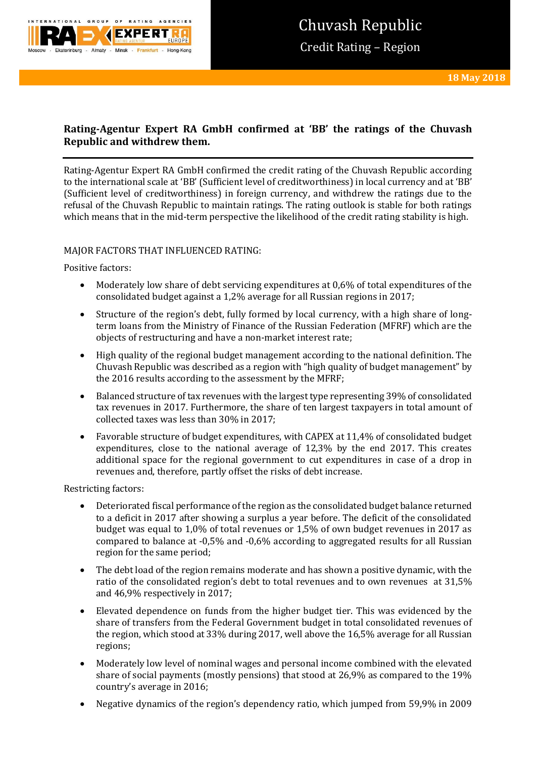# Chuvash Republic

## Credit Rating – Region

**18 May 2018**

## Rating-Agentur Expert RA GmbH confirmed at 'BB' the ratings of the Chuvash Republic and withdrew them.

Rating-Agentur Expert RA GmbH confirmed the credit rating of the Chuvash Republic according to the international scale at 'BB' (Sufficient level of creditworthiness) in local currency and at 'BB' (Sufficient level of creditworthiness) in foreign currency, and withdrew the ratings due to the refusal of the Chuvash Republic to maintain ratings. The rating outlook is stable for both ratings which means that in the mid-term perspective the likelihood of the credit rating stability is high.

MAJOR FACTORS THAT INFLUENCED RATING:

Positive factors:

- Moderately low share of debt servicing expenditures at 0,6% of total expenditures of the consolidated budget against a 1,2% average for all Russian regions in 2017;
- Structure of the region's debt, fully formed by local currency, with a high share of long-term loans from the Ministry of Finance of the Russian Federation (MFRF) which are the objects of restructuring and have a non-market interest rate;
- High quality of the regional budget management according to the national definition. The Chuvash Republic was described as a region with "high quality of budget management" by the 2016 results according to the assessment by the MFRF;
- Balanced structure of tax revenues with the largest type representing 39% of consolidated tax revenues in 2017. Furthermore, the share of ten largest taxpayers in total amount of collected taxes was less than 30% in 2017;
- Favorable structure of budget expenditures, with CAPEX at 11,4% of consolidated budget expenditures, close to the national average of 12,3% by the end 2017. This creates additional space for the regional government to cut expenditures in case of a drop in revenues and, therefore, partly offset the risks of debt increase.

Restricting factors:

- Deteriorated fiscal performance of the region as the consolidated budget balance returned to a deficit in 2017 after showing a surplus a year before. The deficit of the consolidated budget was equal to 1,0% of total revenues or 1,5% of own budget revenues in 2017 as compared to balance at -0,5% and -0,6% according to aggregated results for all Russian region for the same period;
- The debt load of the region remains moderate and has shown a positive dynamic, with the ratio of the consolidated region's debt to total revenues and to own revenues at 31,5% and 46,9% respectively in 2017;
- Elevated dependence on funds from the higher budget tier. This was evidenced by the share of transfers from the Federal Government budget in total consolidated revenues of the region, which stood at 33% during 2017, well above the 16,5% average for all Russian regions;
- Moderately low level of nominal wages and personal income combined with the elevated share of social payments (mostly pensions) that stood at 26,9% as compared to the 19% country's average in 2016;
- Negative dynamics of the region's dependency ratio, which jumped from 59,9% in 2009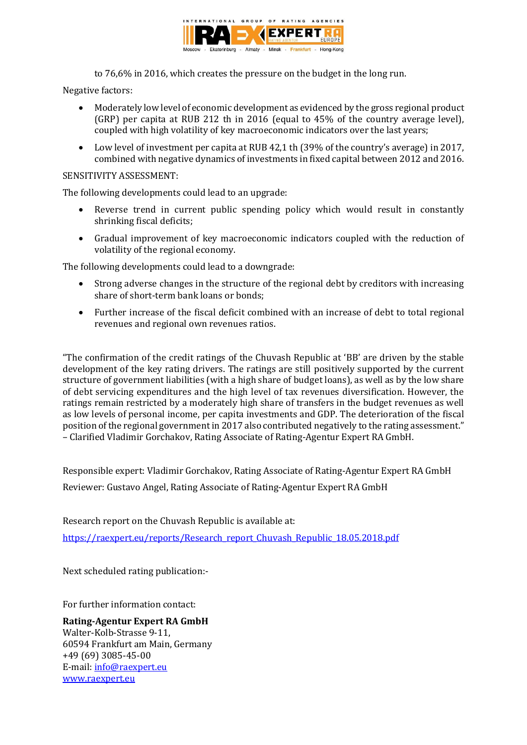to 76,6% in 2016, which creates the pressure on the budget in the long run.

Negative factors:

- Moderately low level of economic development as evidenced by the gross regional product (GRP) per capita at RUB 212 th in 2016 (equal to 45% of the country average level), coupled with high volatility of key macroeconomic indicators over the last years;
- Low level of investment per capita at RUB 42,1 th (39% of the country's average) in 2017, combined with negative dynamics of investments in fixed capital between 2012 and 2016.

SENSITIVITY ASSESSMENT:

The following developments could lead to an upgrade:

- Reverse trend in current public spending policy which would result in constantly shrinking fiscal deficits;
- Gradual improvement of key macroeconomic indicators coupled with the reduction of volatility of the regional economy.

The following developments could lead to a downgrade:

- Strong adverse changes in the structure of the regional debt by creditors with increasing share of short-term bank loans or bonds;
- Further increase of the fiscal deficit combined with an increase of debt to total regional revenues and regional own revenues ratios.

"The confirmation of the credit ratings of the Chuvash Republic at 'BB' are driven by the stable development of the key rating drivers. The ratings are still positively supported by the current structure of government liabilities (with a high share of budget loans), as well as by the low share of debt servicing expenditures and the high level of tax revenues diversification. However, the ratings remain restricted by a moderately high share of transfers in the budget revenues as well as low levels of personal income, per capita investments and GDP. The deterioration of the fiscal position of the regional government in 2017 also contributed negatively to the rating assessment." – Clarified Vladimir Gorchakov, Rating Associate of Rating-Agentur Expert RA GmbH.

Responsible expert: Vladimir Gorchakov, Rating Associate of Rating-Agentur Expert RA GmbH

Reviewer: Gustavo Angel, Rating Associate of Rating-Agentur Expert RA GmbH

Research report on the Chuvash Republic is available at:

https://raexpert.eu/reports/Research_report_Chuvash_Republic_18.05.2018.pdf

Next scheduled rating publication:-

For further information contact:

**Rating-Agentur Expert RA GmbH**
Walter-Kolb-Strasse 9-11,
60594 Frankfurt am Main, Germany
+49 (69) 3085-45-00
E-mail: info@raexpert.eu
www.raexpert.eu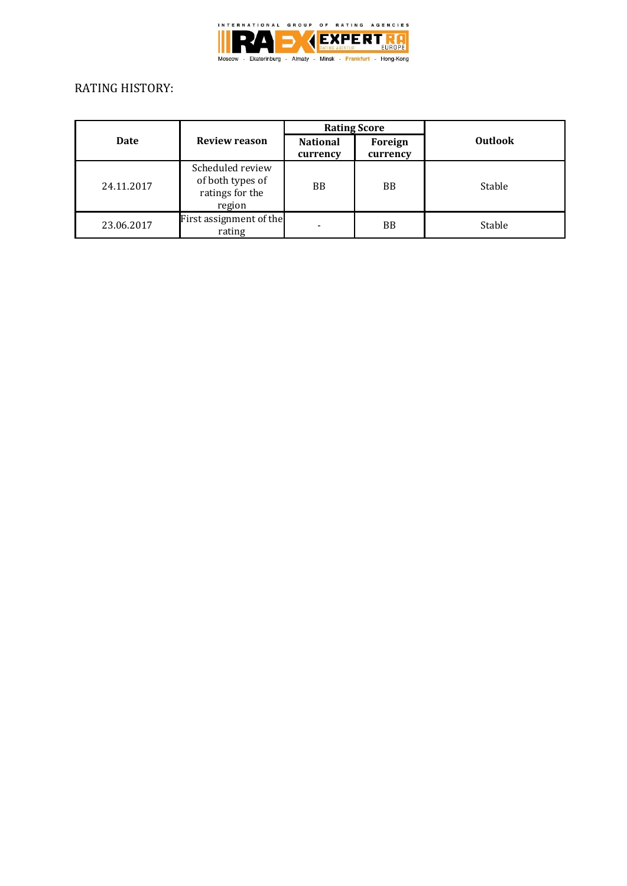## RATING HISTORY:

| Date | Review reason | Rating Score | | Outlook |
|---|---|---|---|---|
| | | National currency | Foreign currency | |
| 24.11.2017 | Scheduled review of both types of ratings for the region | BB | BB | Stable |
| 23.06.2017 | First assignment of the rating | - | BB | Stable |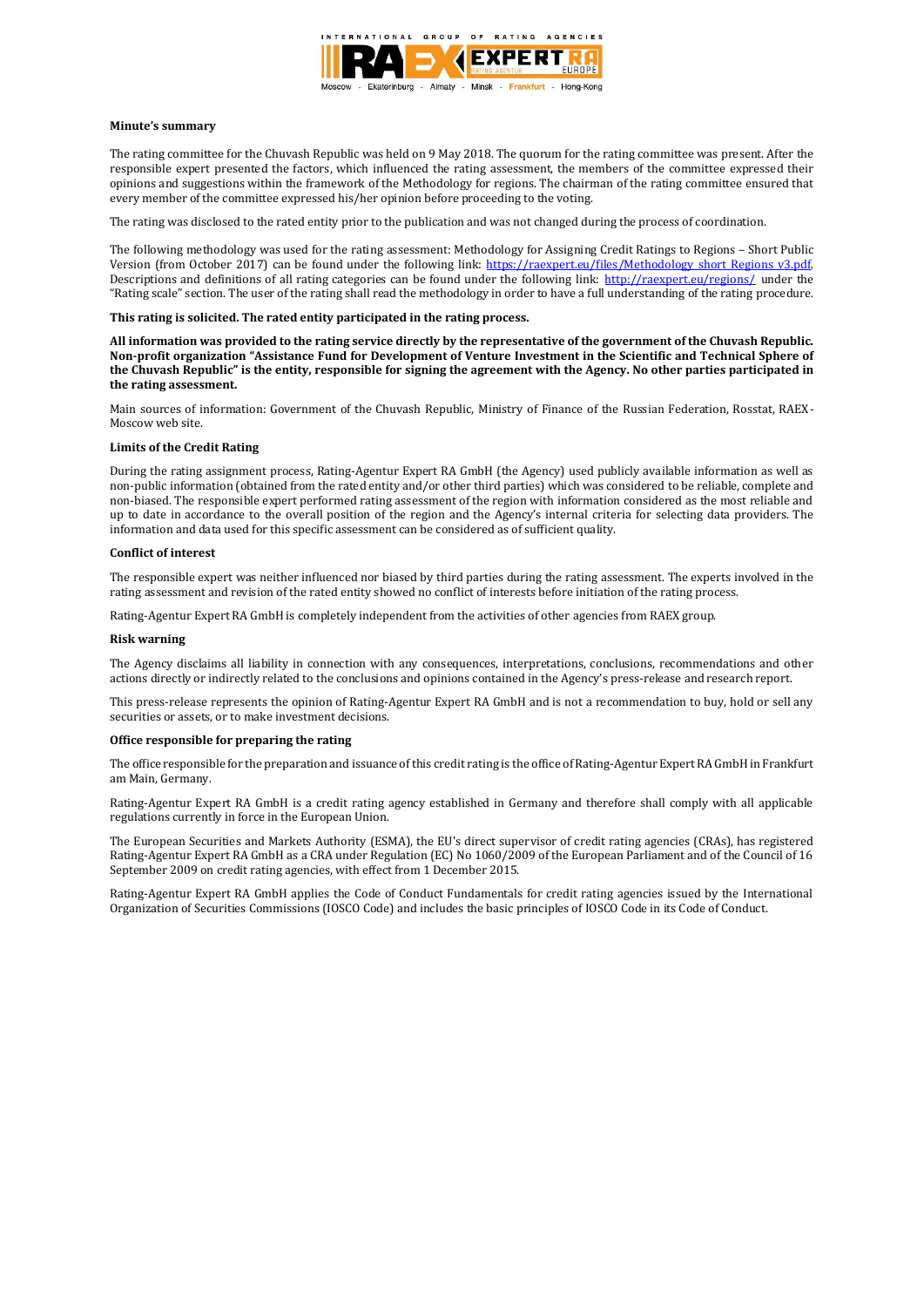**Minute's summary**

The rating committee for the Chuvash Republic was held on 9 May 2018. The quorum for the rating committee was present. After the responsible expert presented the factors, which influenced the rating assessment, the members of the committee expressed their opinions and suggestions within the framework of the Methodology for regions. The chairman of the rating committee ensured that every member of the committee expressed his/her opinion before proceeding to the voting.

The rating was disclosed to the rated entity prior to the publication and was not changed during the process of coordination.

The following methodology was used for the rating assessment: Methodology for Assigning Credit Ratings to Regions – Short Public Version (from October 2017) can be found under the following link: https://raexpert.eu/files/Methodology_short_Regions_v3.pdf. Descriptions and definitions of all rating categories can be found under the following link: http://raexpert.eu/regions/ under the "Rating scale" section. The user of the rating shall read the methodology in order to have a full understanding of the rating procedure.

**This rating is solicited. The rated entity participated in the rating process.**

**All information was provided to the rating service directly by the representative of the government of the Chuvash Republic. Non-profit organization "Assistance Fund for Development of Venture Investment in the Scientific and Technical Sphere of the Chuvash Republic" is the entity, responsible for signing the agreement with the Agency. No other parties participated in the rating assessment.**

Main sources of information: Government of the Chuvash Republic, Ministry of Finance of the Russian Federation, Rosstat, RAEX-Moscow web site.

**Limits of the Credit Rating**

During the rating assignment process, Rating-Agentur Expert RA GmbH (the Agency) used publicly available information as well as non-public information (obtained from the rated entity and/or other third parties) which was considered to be reliable, complete and non-biased. The responsible expert performed rating assessment of the region with information considered as the most reliable and up to date in accordance to the overall position of the region and the Agency's internal criteria for selecting data providers. The information and data used for this specific assessment can be considered as of sufficient quality.

**Conflict of interest**

The responsible expert was neither influenced nor biased by third parties during the rating assessment. The experts involved in the rating assessment and revision of the rated entity showed no conflict of interests before initiation of the rating process.

Rating-Agentur Expert RA GmbH is completely independent from the activities of other agencies from RAEX group.

**Risk warning**

The Agency disclaims all liability in connection with any consequences, interpretations, conclusions, recommendations and other actions directly or indirectly related to the conclusions and opinions contained in the Agency's press-release and research report.

This press-release represents the opinion of Rating-Agentur Expert RA GmbH and is not a recommendation to buy, hold or sell any securities or assets, or to make investment decisions.

**Office responsible for preparing the rating**

The office responsible for the preparation and issuance of this credit rating is the office of Rating-Agentur Expert RA GmbH in Frankfurt am Main, Germany.

Rating-Agentur Expert RA GmbH is a credit rating agency established in Germany and therefore shall comply with all applicable regulations currently in force in the European Union.

The European Securities and Markets Authority (ESMA), the EU's direct supervisor of credit rating agencies (CRAs), has registered Rating-Agentur Expert RA GmbH as a CRA under Regulation (EC) No 1060/2009 of the European Parliament and of the Council of 16 September 2009 on credit rating agencies, with effect from 1 December 2015.

Rating-Agentur Expert RA GmbH applies the Code of Conduct Fundamentals for credit rating agencies issued by the International Organization of Securities Commissions (IOSCO Code) and includes the basic principles of IOSCO Code in its Code of Conduct.